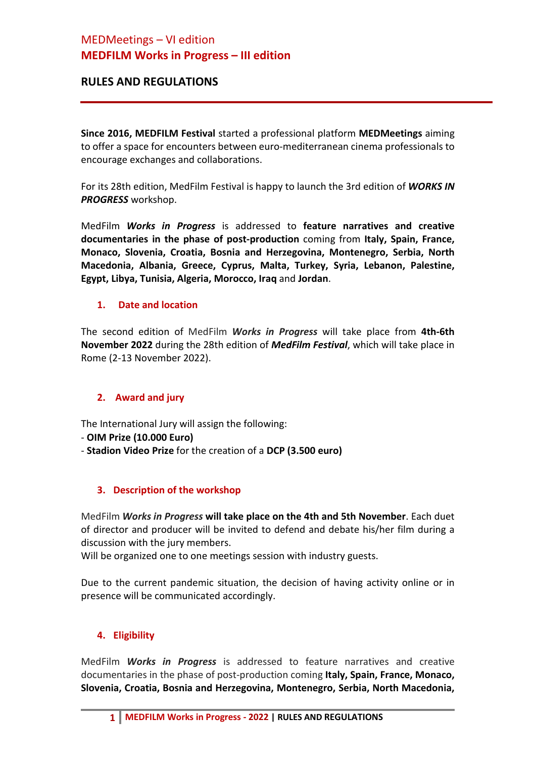MEDMeetings – VI edition

## MEDFILM Works in Progress – III edition

## RULES AND REGULATIONS

**Since 2016, MEDFILM Festival** started a professional platform **MEDMeetings** aiming to offer a space for encounters between euro-mediterranean cinema professionals to encourage exchanges and collaborations.

For its 28th edition, MedFilm Festival is happy to launch the 3rd edition of ***WORKS IN PROGRESS*** workshop.

MedFilm ***Works in Progress*** is addressed to **feature narratives and creative documentaries in the phase of post-production** coming from **Italy, Spain, France, Monaco, Slovenia, Croatia, Bosnia and Herzegovina, Montenegro, Serbia, North Macedonia, Albania, Greece, Cyprus, Malta, Turkey, Syria, Lebanon, Palestine, Egypt, Libya, Tunisia, Algeria, Morocco, Iraq** and **Jordan**.

### 1. Date and location

The second edition of MedFilm ***Works in Progress*** will take place from **4th-6th November 2022** during the 28th edition of ***MedFilm Festival***, which will take place in Rome (2-13 November 2022).

### 2. Award and jury

The International Jury will assign the following:
- **OIM Prize (10.000 Euro)**
- **Stadion Video Prize** for the creation of a **DCP (3.500 euro)**

### 3. Description of the workshop

MedFilm ***Works in Progress*** **will take place on the 4th and 5th November**. Each duet of director and producer will be invited to defend and debate his/her film during a discussion with the jury members.
Will be organized one to one meetings session with industry guests.

Due to the current pandemic situation, the decision of having activity online or in presence will be communicated accordingly.

### 4. Eligibility

MedFilm ***Works in Progress*** is addressed to feature narratives and creative documentaries in the phase of post-production coming **Italy, Spain, France, Monaco, Slovenia, Croatia, Bosnia and Herzegovina, Montenegro, Serbia, North Macedonia,**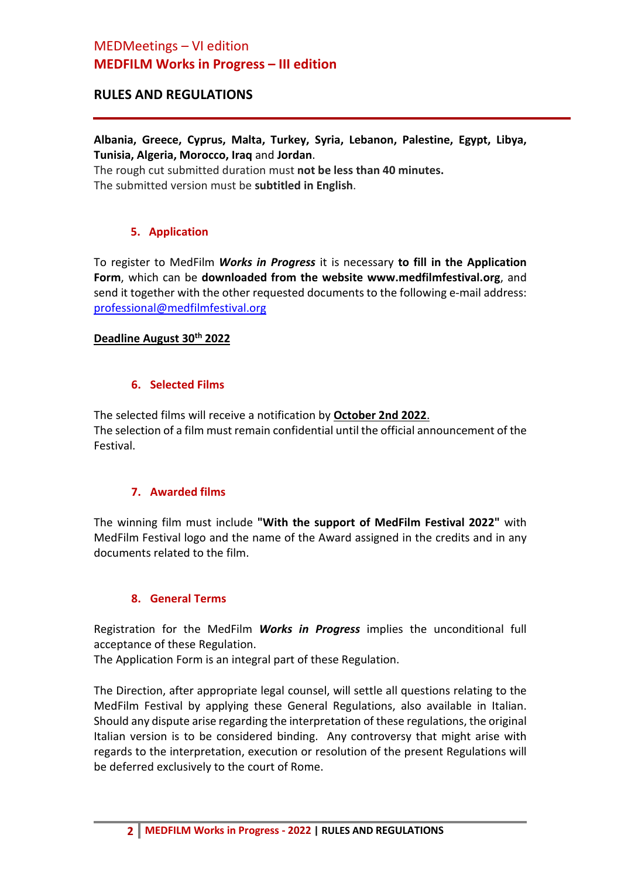MEDMeetings – VI edition
**MEDFILM Works in Progress – III edition**

## RULES AND REGULATIONS

**Albania, Greece, Cyprus, Malta, Turkey, Syria, Lebanon, Palestine, Egypt, Libya, Tunisia, Algeria, Morocco, Iraq** and **Jordan**.
The rough cut submitted duration must **not be less than 40 minutes.**
The submitted version must be **subtitled in English**.

### 5. Application

To register to MedFilm ***Works in Progress*** it is necessary **to fill in the Application Form**, which can be **downloaded from the website www.medfilmfestival.org**, and send it together with the other requested documents to the following e-mail address: professional@medfilmfestival.org

**Deadline August 30th 2022**

### 6. Selected Films

The selected films will receive a notification by **October 2nd 2022**.
The selection of a film must remain confidential until the official announcement of the Festival.

### 7. Awarded films

The winning film must include **"With the support of MedFilm Festival 2022"** with MedFilm Festival logo and the name of the Award assigned in the credits and in any documents related to the film.

### 8. General Terms

Registration for the MedFilm ***Works in Progress*** implies the unconditional full acceptance of these Regulation.
The Application Form is an integral part of these Regulation.

The Direction, after appropriate legal counsel, will settle all questions relating to the MedFilm Festival by applying these General Regulations, also available in Italian. Should any dispute arise regarding the interpretation of these regulations, the original Italian version is to be considered binding. Any controversy that might arise with regards to the interpretation, execution or resolution of the present Regulations will be deferred exclusively to the court of Rome.